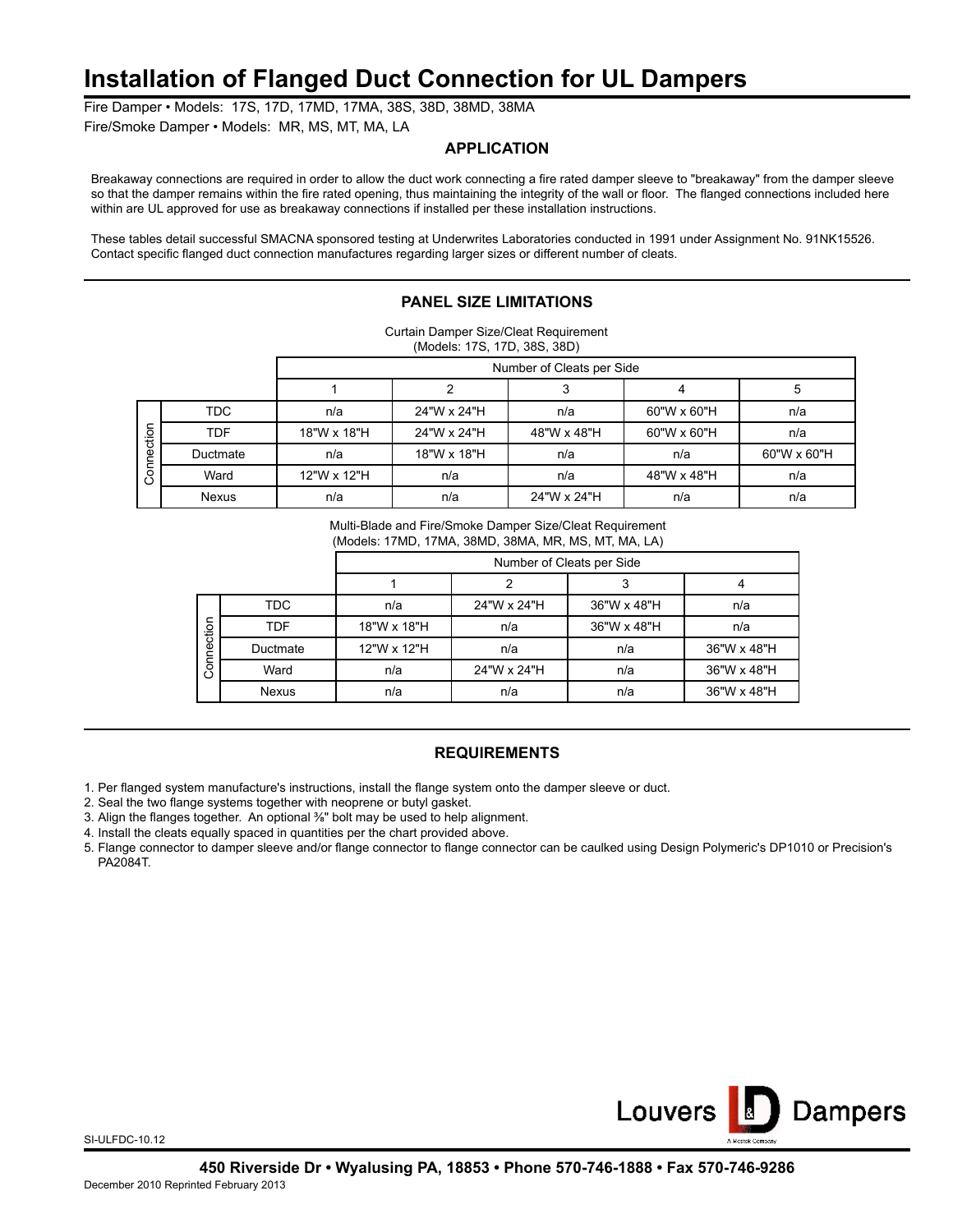# Installation of Flanged Duct Connection for UL Dampers

Fire Damper • Models: 17S, 17D, 17MD, 17MA, 38S, 38D, 38MD, 38MA

Fire/Smoke Damper • Models: MR, MS, MT, MA, LA

## APPLICATION

Breakaway connections are required in order to allow the duct work connecting a fire rated damper sleeve to "breakaway" from the damper sleeve so that the damper remains within the fire rated opening, thus maintaining the integrity of the wall or floor. The flanged connections included here within are UL approved for use as breakaway connections if installed per these installation instructions.

These tables detail successful SMACNA sponsored testing at Underwrites Laboratories conducted in 1991 under Assignment No. 91NK15526. Contact specific flanged duct connection manufactures regarding larger sizes or different number of cleats.

## PANEL SIZE LIMITATIONS

Curtain Damper Size/Cleat Requirement
(Models: 17S, 17D, 38S, 38D)

| | | Number of Cleats per Side | | | | |
|---|---|---|---|---|---|---|
| | | 1 | 2 | 3 | 4 | 5 |
| Connection | TDC | n/a | 24"W x 24"H | n/a | 60"W x 60"H | n/a |
| | TDF | 18"W x 18"H | 24"W x 24"H | 48"W x 48"H | 60"W x 60"H | n/a |
| | Ductmate | n/a | 18"W x 18"H | n/a | n/a | 60"W x 60"H |
| | Ward | 12"W x 12"H | n/a | n/a | 48"W x 48"H | n/a |
| | Nexus | n/a | n/a | 24"W x 24"H | n/a | n/a |

Multi-Blade and Fire/Smoke Damper Size/Cleat Requirement
(Models: 17MD, 17MA, 38MD, 38MA, MR, MS, MT, MA, LA)

| | | Number of Cleats per Side | | | |
|---|---|---|---|---|---|
| | | 1 | 2 | 3 | 4 |
| Connection | TDC | n/a | 24"W x 24"H | 36"W x 48"H | n/a |
| | TDF | 18"W x 18"H | n/a | 36"W x 48"H | n/a |
| | Ductmate | 12"W x 12"H | n/a | n/a | 36"W x 48"H |
| | Ward | n/a | 24"W x 24"H | n/a | 36"W x 48"H |
| | Nexus | n/a | n/a | n/a | 36"W x 48"H |

## REQUIREMENTS

1. Per flanged system manufacture's instructions, install the flange system onto the damper sleeve or duct.
2. Seal the two flange systems together with neoprene or butyl gasket.
3. Align the flanges together. An optional ⅜" bolt may be used to help alignment.
4. Install the cleats equally spaced in quantities per the chart provided above.
5. Flange connector to damper sleeve and/or flange connector to flange connector can be caulked using Design Polymeric's DP1010 or Precision's PA2084T.

SI-ULFDC-10.12

Louvers & Dampers
A Mestek Company

**450 Riverside Dr • Wyalusing PA, 18853 • Phone 570-746-1888 • Fax 570-746-9286**

December 2010 Reprinted February 2013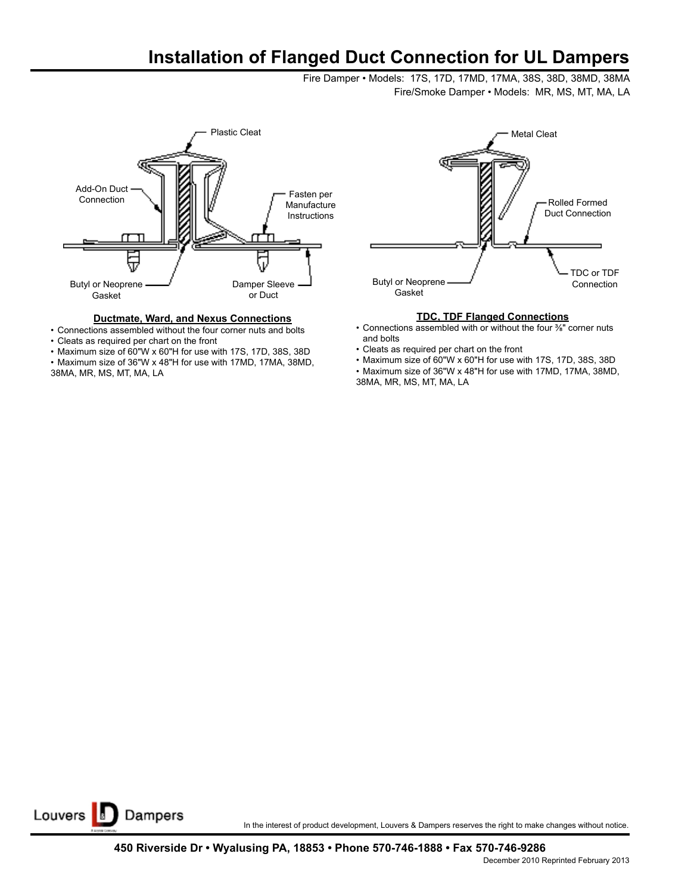# Installation of Flanged Duct Connection for UL Dampers

Fire Damper • Models: 17S, 17D, 17MD, 17MA, 38S, 38D, 38MD, 38MA

Fire/Smoke Damper • Models: MR, MS, MT, MA, LA

Plastic Cleat

Add-On Duct Connection

Fasten per Manufacture Instructions

Butyl or Neoprene Gasket

Damper Sleeve or Duct

Metal Cleat

Rolled Formed Duct Connection

Butyl or Neoprene Gasket

TDC or TDF Connection

### Ductmate, Ward, and Nexus Connections

- Connections assembled without the four corner nuts and bolts
- Cleats as required per chart on the front
- Maximum size of 60"W x 60"H for use with 17S, 17D, 38S, 38D
- Maximum size of 36"W x 48"H for use with 17MD, 17MA, 38MD, 38MA, MR, MS, MT, MA, LA

### TDC, TDF Flanged Connections

- Connections assembled with or without the four ⅜" corner nuts and bolts
- Cleats as required per chart on the front
- Maximum size of 60"W x 60"H for use with 17S, 17D, 38S, 38D
- Maximum size of 36"W x 48"H for use with 17MD, 17MA, 38MD, 38MA, MR, MS, MT, MA, LA

In the interest of product development, Louvers & Dampers reserves the right to make changes without notice.

450 Riverside Dr • Wyalusing PA, 18853 • Phone 570-746-1888 • Fax 570-746-9286

December 2010 Reprinted February 2013